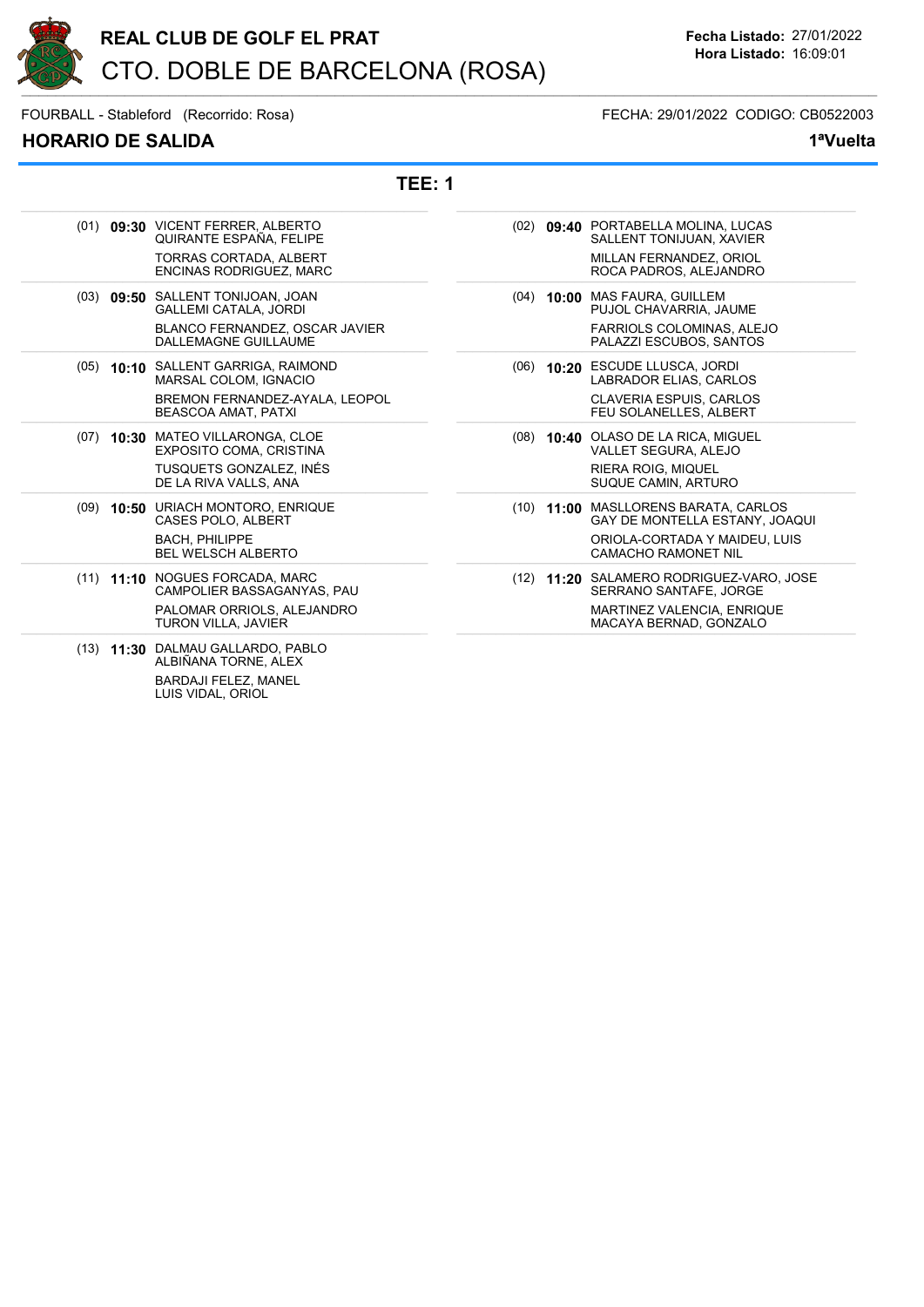# REAL CLUB DE GOLF EL PRAT

## CTO. DOBLE DE BARCELONA (ROSA)

**Fecha Listado:** 27/01/2022
**Hora Listado:** 16:09:01

FOURBALL - Stableford (Recorrido: Rosa) FECHA: 29/01/2022 CODIGO: CB0522003

## HORARIO DE SALIDA

**1ªVuelta**

### TEE: 1

| Nº | Hora | Jugadores |
|---|---|---|
| (01) | **09:30** | VICENT FERRER, ALBERTO<br>QUIRANTE ESPAÑA, FELIPE<br>TORRAS CORTADA, ALBERT<br>ENCINAS RODRIGUEZ, MARC |
| (02) | **09:40** | PORTABELLA MOLINA, LUCAS<br>SALLENT TONIJUAN, XAVIER<br>MILLAN FERNANDEZ, ORIOL<br>ROCA PADROS, ALEJANDRO |
| (03) | **09:50** | SALLENT TONIJOAN, JOAN<br>GALLEMI CATALA, JORDI<br>BLANCO FERNANDEZ, OSCAR JAVIER<br>DALLEMAGNE GUILLAUME |
| (04) | **10:00** | MAS FAURA, GUILLEM<br>PUJOL CHAVARRIA, JAUME<br>FARRIOLS COLOMINAS, ALEJO<br>PALAZZI ESCUBOS, SANTOS |
| (05) | **10:10** | SALLENT GARRIGA, RAIMOND<br>MARSAL COLOM, IGNACIO<br>BREMON FERNANDEZ-AYALA, LEOPOL<br>BEASCOA AMAT, PATXI |
| (06) | **10:20** | ESCUDE LLUSCA, JORDI<br>LABRADOR ELIAS, CARLOS<br>CLAVERIA ESPUIS, CARLOS<br>FEU SOLANELLES, ALBERT |
| (07) | **10:30** | MATEO VILLARONGA, CLOE<br>EXPOSITO COMA, CRISTINA<br>TUSQUETS GONZALEZ, INÉS<br>DE LA RIVA VALLS, ANA |
| (08) | **10:40** | OLASO DE LA RICA, MIGUEL<br>VALLET SEGURA, ALEJO<br>RIERA ROIG, MIQUEL<br>SUQUE CAMIN, ARTURO |
| (09) | **10:50** | URIACH MONTORO, ENRIQUE<br>CASES POLO, ALBERT<br>BACH, PHILIPPE<br>BEL WELSCH ALBERTO |
| (10) | **11:00** | MASLLORENS BARATA, CARLOS<br>GAY DE MONTELLA ESTANY, JOAQUI<br>ORIOLA-CORTADA Y MAIDEU, LUIS<br>CAMACHO RAMONET NIL |
| (11) | **11:10** | NOGUES FORCADA, MARC<br>CAMPOLIER BASSAGANYAS, PAU<br>PALOMAR ORRIOLS, ALEJANDRO<br>TURON VILLA, JAVIER |
| (12) | **11:20** | SALAMERO RODRIGUEZ-VARO, JOSE<br>SERRANO SANTAFE, JORGE<br>MARTINEZ VALENCIA, ENRIQUE<br>MACAYA BERNAD, GONZALO |
| (13) | **11:30** | DALMAU GALLARDO, PABLO<br>ALBIÑANA TORNE, ALEX<br>BARDAJI FELEZ, MANEL<br>LUIS VIDAL, ORIOL |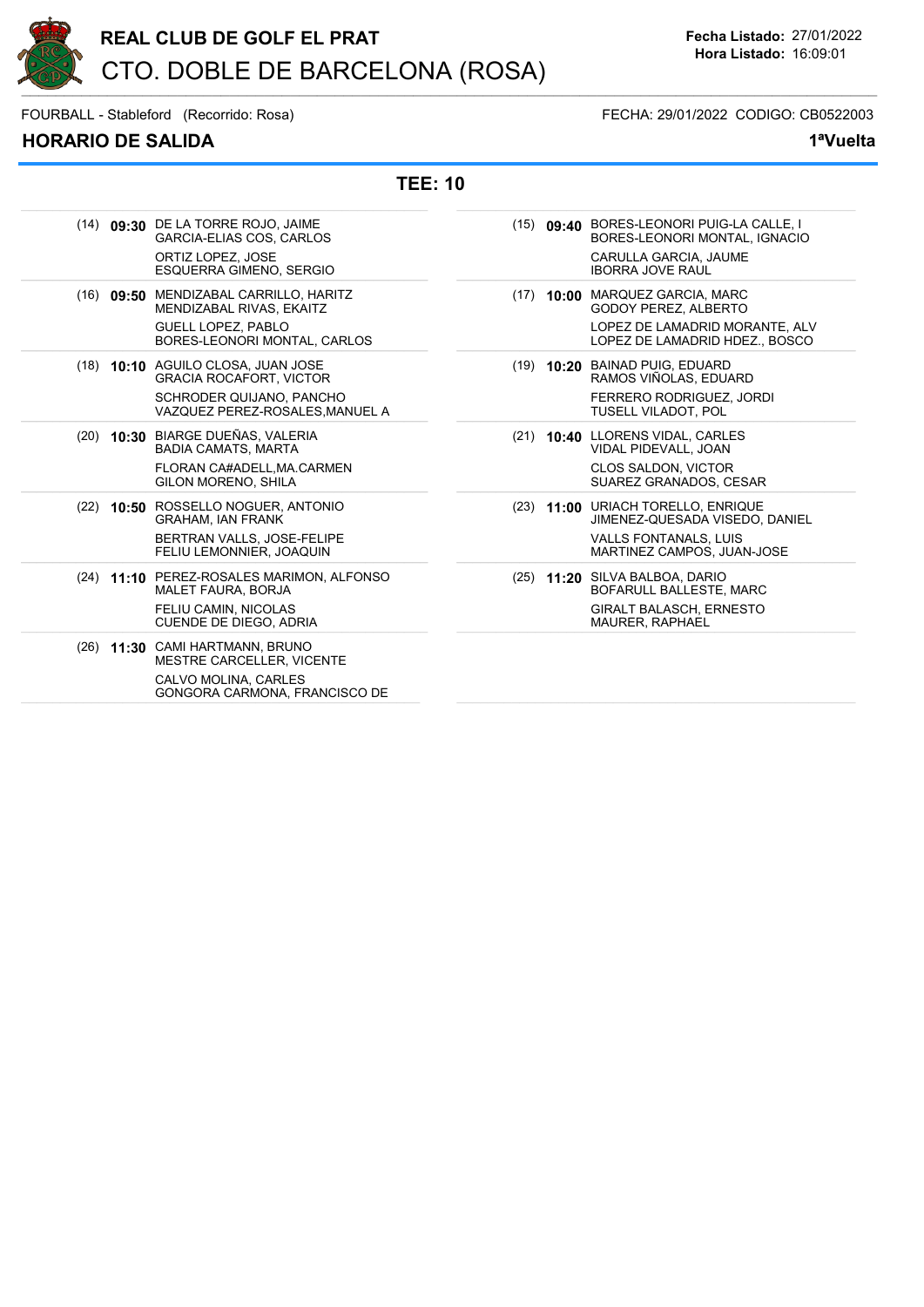# REAL CLUB DE GOLF EL PRAT

## CTO. DOBLE DE BARCELONA (ROSA)

**Fecha Listado:** 27/01/2022
**Hora Listado:** 16:09:01

FOURBALL - Stableford (Recorrido: Rosa) FECHA: 29/01/2022 CODIGO: CB0522003

## HORARIO DE SALIDA

**1ªVuelta**

### TEE: 10

| | | | | | |
|---|---|---|---|---|---|
| (14) | **09:30** | DE LA TORRE ROJO, JAIME<br>GARCIA-ELIAS COS, CARLOS<br>ORTIZ LOPEZ, JOSE<br>ESQUERRA GIMENO, SERGIO | (15) | **09:40** | BORES-LEONORI PUIG-LA CALLE, I<br>BORES-LEONORI MONTAL, IGNACIO<br>CARULLA GARCIA, JAUME<br>IBORRA JOVE RAUL |
| (16) | **09:50** | MENDIZABAL CARRILLO, HARITZ<br>MENDIZABAL RIVAS, EKAITZ<br>GUELL LOPEZ, PABLO<br>BORES-LEONORI MONTAL, CARLOS | (17) | **10:00** | MARQUEZ GARCIA, MARC<br>GODOY PEREZ, ALBERTO<br>LOPEZ DE LAMADRID MORANTE, ALV<br>LOPEZ DE LAMADRID HDEZ., BOSCO |
| (18) | **10:10** | AGUILO CLOSA, JUAN JOSE<br>GRACIA ROCAFORT, VICTOR<br>SCHRODER QUIJANO, PANCHO<br>VAZQUEZ PEREZ-ROSALES,MANUEL A | (19) | **10:20** | BAINAD PUIG, EDUARD<br>RAMOS VIÑOLAS, EDUARD<br>FERRERO RODRIGUEZ, JORDI<br>TUSELL VILADOT, POL |
| (20) | **10:30** | BIARGE DUEÑAS, VALERIA<br>BADIA CAMATS, MARTA<br>FLORAN CA#ADELL,MA.CARMEN<br>GILON MORENO, SHILA | (21) | **10:40** | LLORENS VIDAL, CARLES<br>VIDAL PIDEVALL, JOAN<br>CLOS SALDON, VICTOR<br>SUAREZ GRANADOS, CESAR |
| (22) | **10:50** | ROSSELLO NOGUER, ANTONIO<br>GRAHAM, IAN FRANK<br>BERTRAN VALLS, JOSE-FELIPE<br>FELIU LEMONNIER, JOAQUIN | (23) | **11:00** | URIACH TORELLO, ENRIQUE<br>JIMENEZ-QUESADA VISEDO, DANIEL<br>VALLS FONTANALS, LUIS<br>MARTINEZ CAMPOS, JUAN-JOSE |
| (24) | **11:10** | PEREZ-ROSALES MARIMON, ALFONSO<br>MALET FAURA, BORJA<br>FELIU CAMIN, NICOLAS<br>CUENDE DE DIEGO, ADRIA | (25) | **11:20** | SILVA BALBOA, DARIO<br>BOFARULL BALLESTE, MARC<br>GIRALT BALASCH, ERNESTO<br>MAURER, RAPHAEL |
| (26) | **11:30** | CAMI HARTMANN, BRUNO<br>MESTRE CARCELLER, VICENTE<br>CALVO MOLINA, CARLES<br>GONGORA CARMONA, FRANCISCO DE | | | |